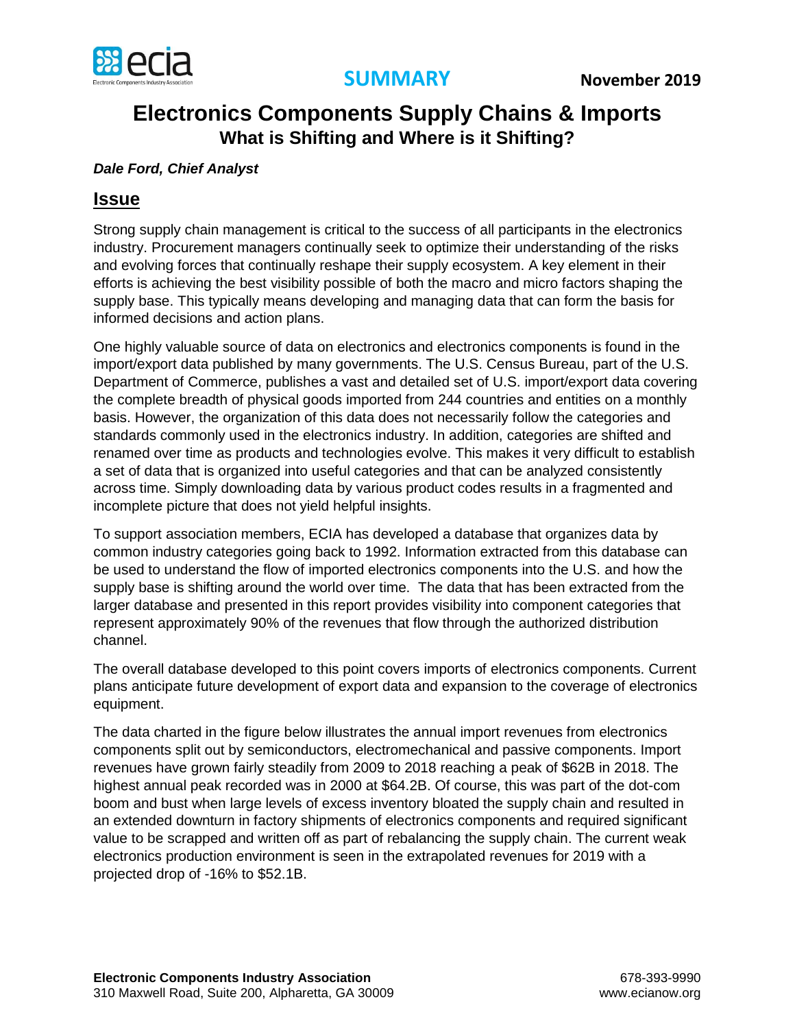SUMMARY

November 2019

# Electronics Components Supply Chains & Imports

## What is Shifting and Where is it Shifting?

***Dale Ford, Chief Analyst***

## Issue

Strong supply chain management is critical to the success of all participants in the electronics industry. Procurement managers continually seek to optimize their understanding of the risks and evolving forces that continually reshape their supply ecosystem. A key element in their efforts is achieving the best visibility possible of both the macro and micro factors shaping the supply base. This typically means developing and managing data that can form the basis for informed decisions and action plans.

One highly valuable source of data on electronics and electronics components is found in the import/export data published by many governments. The U.S. Census Bureau, part of the U.S. Department of Commerce, publishes a vast and detailed set of U.S. import/export data covering the complete breadth of physical goods imported from 244 countries and entities on a monthly basis. However, the organization of this data does not necessarily follow the categories and standards commonly used in the electronics industry. In addition, categories are shifted and renamed over time as products and technologies evolve. This makes it very difficult to establish a set of data that is organized into useful categories and that can be analyzed consistently across time. Simply downloading data by various product codes results in a fragmented and incomplete picture that does not yield helpful insights.

To support association members, ECIA has developed a database that organizes data by common industry categories going back to 1992. Information extracted from this database can be used to understand the flow of imported electronics components into the U.S. and how the supply base is shifting around the world over time. The data that has been extracted from the larger database and presented in this report provides visibility into component categories that represent approximately 90% of the revenues that flow through the authorized distribution channel.

The overall database developed to this point covers imports of electronics components. Current plans anticipate future development of export data and expansion to the coverage of electronics equipment.

The data charted in the figure below illustrates the annual import revenues from electronics components split out by semiconductors, electromechanical and passive components. Import revenues have grown fairly steadily from 2009 to 2018 reaching a peak of $62B in 2018. The highest annual peak recorded was in 2000 at $64.2B. Of course, this was part of the dot-com boom and bust when large levels of excess inventory bloated the supply chain and resulted in an extended downturn in factory shipments of electronics components and required significant value to be scrapped and written off as part of rebalancing the supply chain. The current weak electronics production environment is seen in the extrapolated revenues for 2019 with a projected drop of -16% to $52.1B.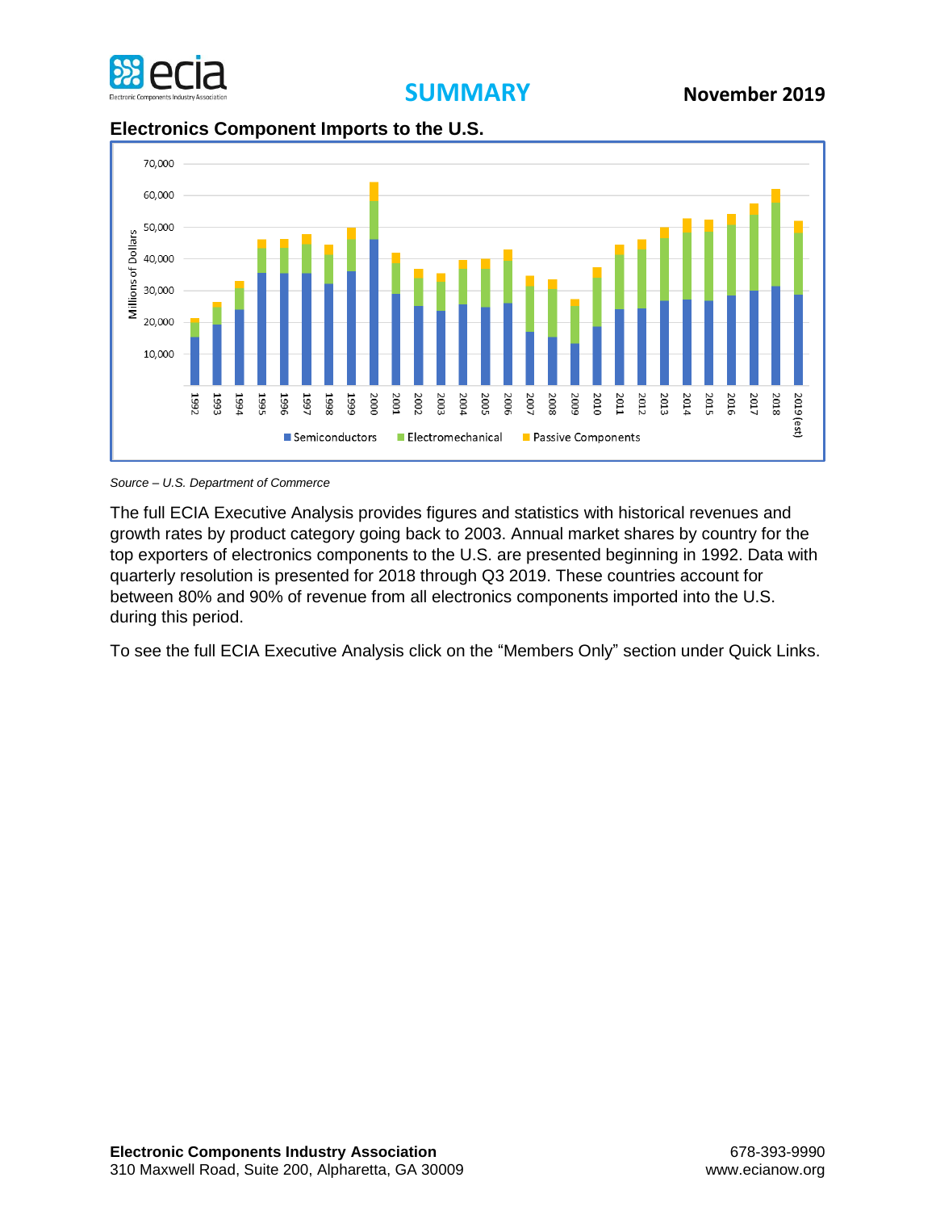# SUMMARY

**November 2019**

### Electronics Component Imports to the U.S.

70,000
60,000
50,000
40,000
30,000
20,000
10,000

Millions of Dollars

1992 1993 1994 1995 1996 1997 1998 1999 2000 2001 2002 2003 2004 2005 2006 2007 2008 2009 2010 2011 2012 2013 2014 2015 2016 2017 2018 2019 (est)

Semiconductors Electromechanical Passive Components

*Source – U.S. Department of Commerce*

The full ECIA Executive Analysis provides figures and statistics with historical revenues and growth rates by product category going back to 2003. Annual market shares by country for the top exporters of electronics components to the U.S. are presented beginning in 1992. Data with quarterly resolution is presented for 2018 through Q3 2019. These countries account for between 80% and 90% of revenue from all electronics components imported into the U.S. during this period.

To see the full ECIA Executive Analysis click on the "Members Only" section under Quick Links.

**Electronic Components Industry Association**
310 Maxwell Road, Suite 200, Alpharetta, GA 30009

678-393-9990
www.ecianow.org